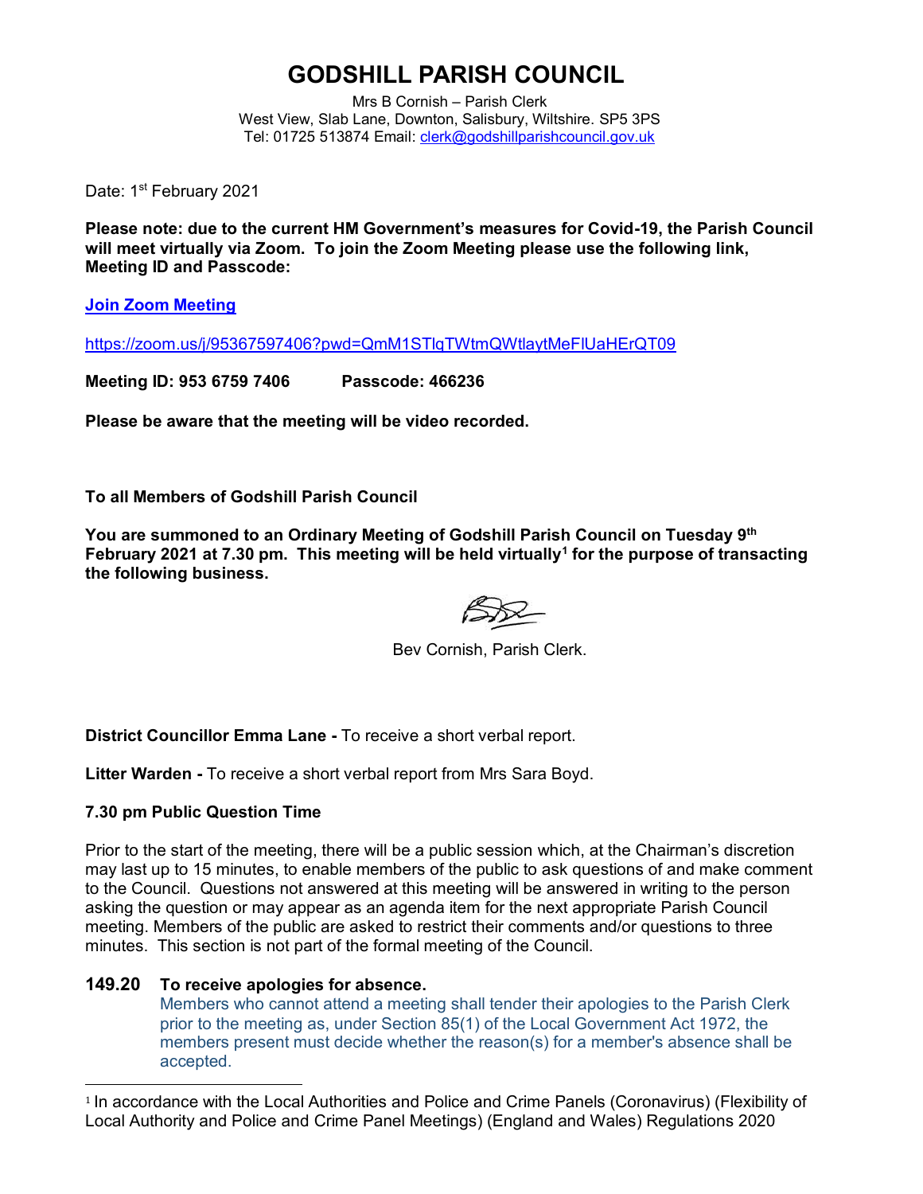# GODSHILL PARISH COUNCIL

Mrs B Cornish – Parish Clerk
West View, Slab Lane, Downton, Salisbury, Wiltshire. SP5 3PS
Tel: 01725 513874 Email: clerk@godshillparishcouncil.gov.uk

Date: 1st February 2021

**Please note: due to the current HM Government's measures for Covid-19, the Parish Council will meet virtually via Zoom. To join the Zoom Meeting please use the following link, Meeting ID and Passcode:**

**Join Zoom Meeting**

https://zoom.us/j/95367597406?pwd=QmM1STlqTWtmQWtlaytMeFlUaHErQT09

**Meeting ID: 953 6759 7406          Passcode: 466236**

**Please be aware that the meeting will be video recorded.**

**To all Members of Godshill Parish Council**

**You are summoned to an Ordinary Meeting of Godshill Parish Council on Tuesday 9th February 2021 at 7.30 pm. This meeting will be held virtually[1] for the purpose of transacting the following business.**

Bev Cornish, Parish Clerk.

**District Councillor Emma Lane -** To receive a short verbal report.

**Litter Warden -** To receive a short verbal report from Mrs Sara Boyd.

**7.30 pm Public Question Time**

Prior to the start of the meeting, there will be a public session which, at the Chairman's discretion may last up to 15 minutes, to enable members of the public to ask questions of and make comment to the Council. Questions not answered at this meeting will be answered in writing to the person asking the question or may appear as an agenda item for the next appropriate Parish Council meeting. Members of the public are asked to restrict their comments and/or questions to three minutes. This section is not part of the formal meeting of the Council.

**149.20 To receive apologies for absence.**

Members who cannot attend a meeting shall tender their apologies to the Parish Clerk prior to the meeting as, under Section 85(1) of the Local Government Act 1972, the members present must decide whether the reason(s) for a member's absence shall be accepted.

[1] In accordance with the Local Authorities and Police and Crime Panels (Coronavirus) (Flexibility of Local Authority and Police and Crime Panel Meetings) (England and Wales) Regulations 2020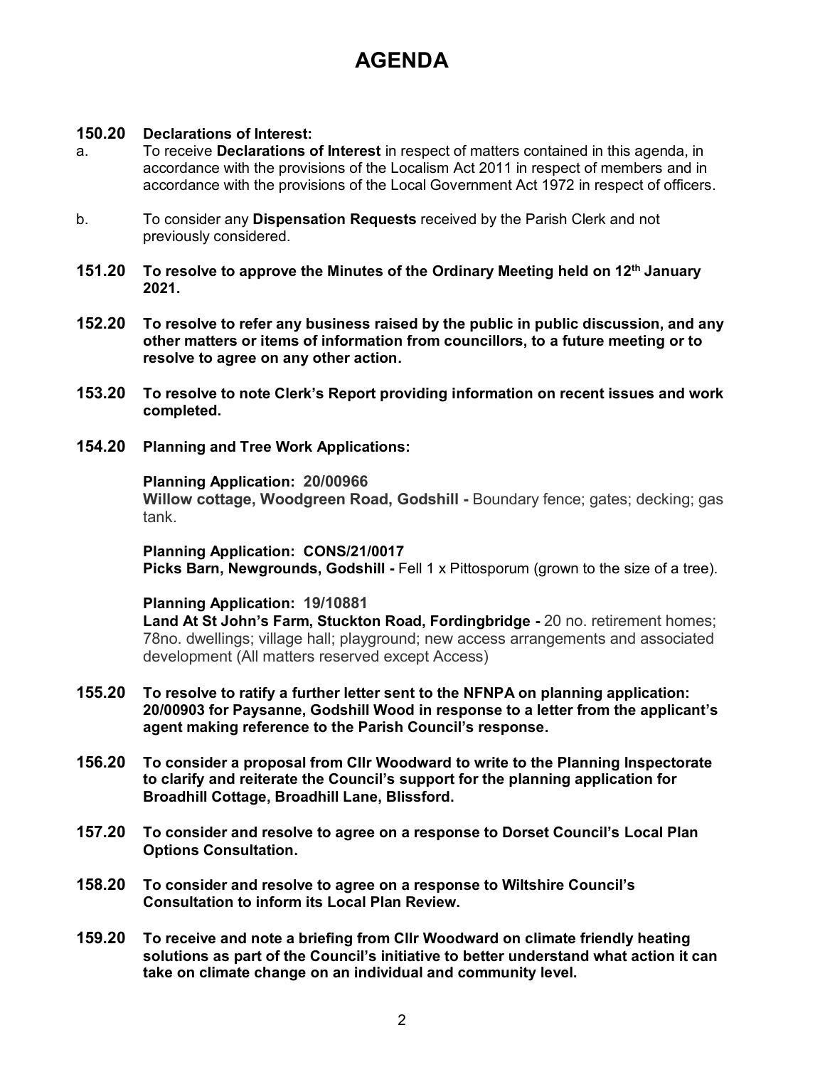# AGENDA

**150.20 Declarations of Interest:**

a. To receive **Declarations of Interest** in respect of matters contained in this agenda, in accordance with the provisions of the Localism Act 2011 in respect of members and in accordance with the provisions of the Local Government Act 1972 in respect of officers.

b. To consider any **Dispensation Requests** received by the Parish Clerk and not previously considered.

**151.20 To resolve to approve the Minutes of the Ordinary Meeting held on 12th January 2021.**

**152.20 To resolve to refer any business raised by the public in public discussion, and any other matters or items of information from councillors, to a future meeting or to resolve to agree on any other action.**

**153.20 To resolve to note Clerk's Report providing information on recent issues and work completed.**

**154.20 Planning and Tree Work Applications:**

**Planning Application: 20/00966**
**Willow cottage, Woodgreen Road, Godshill -** Boundary fence; gates; decking; gas tank.

**Planning Application: CONS/21/0017**
**Picks Barn, Newgrounds, Godshill -** Fell 1 x Pittosporum (grown to the size of a tree).

**Planning Application: 19/10881**
**Land At St John's Farm, Stuckton Road, Fordingbridge -** 20 no. retirement homes; 78no. dwellings; village hall; playground; new access arrangements and associated development (All matters reserved except Access)

**155.20 To resolve to ratify a further letter sent to the NFNPA on planning application: 20/00903 for Paysanne, Godshill Wood in response to a letter from the applicant's agent making reference to the Parish Council's response.**

**156.20 To consider a proposal from Cllr Woodward to write to the Planning Inspectorate to clarify and reiterate the Council's support for the planning application for Broadhill Cottage, Broadhill Lane, Blissford.**

**157.20 To consider and resolve to agree on a response to Dorset Council's Local Plan Options Consultation.**

**158.20 To consider and resolve to agree on a response to Wiltshire Council's Consultation to inform its Local Plan Review.**

**159.20 To receive and note a briefing from Cllr Woodward on climate friendly heating solutions as part of the Council's initiative to better understand what action it can take on climate change on an individual and community level.**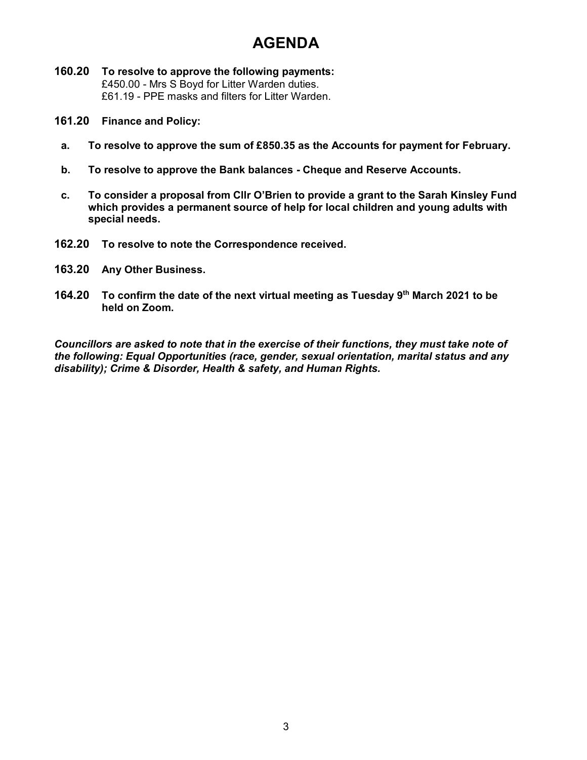# AGENDA

**160.20 To resolve to approve the following payments:**
£450.00 - Mrs S Boyd for Litter Warden duties.
£61.19 - PPE masks and filters for Litter Warden.

**161.20 Finance and Policy:**

**a. To resolve to approve the sum of £850.35 as the Accounts for payment for February.**

**b. To resolve to approve the Bank balances - Cheque and Reserve Accounts.**

**c. To consider a proposal from Cllr O'Brien to provide a grant to the Sarah Kinsley Fund which provides a permanent source of help for local children and young adults with special needs.**

**162.20 To resolve to note the Correspondence received.**

**163.20 Any Other Business.**

**164.20 To confirm the date of the next virtual meeting as Tuesday 9th March 2021 to be held on Zoom.**

***Councillors are asked to note that in the exercise of their functions, they must take note of the following: Equal Opportunities (race, gender, sexual orientation, marital status and any disability); Crime & Disorder, Health & safety, and Human Rights.***